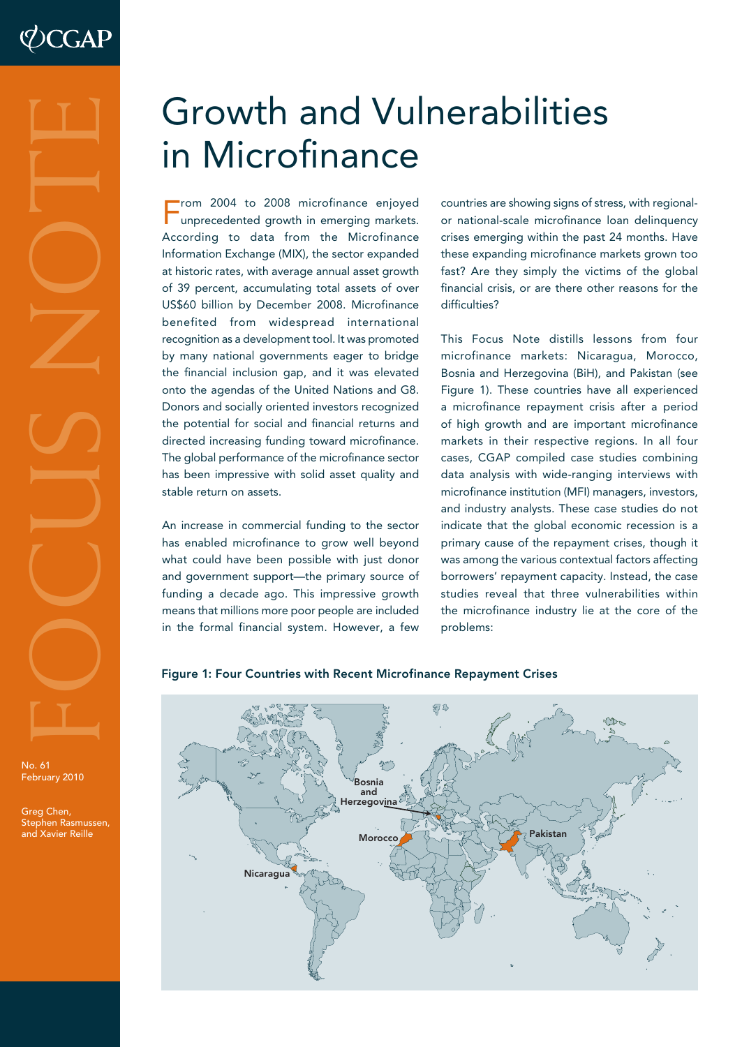# Growth and Vulnerabilities in Microfinance

From 2004 to 2008 microfinance enjoyed unprecedented growth in emerging markets. According to data from the Microfinance Information Exchange (MIX), the sector expanded at historic rates, with average annual asset growth of 39 percent, accumulating total assets of over US$60 billion by December 2008. Microfinance benefited from widespread international recognition as a development tool. It was promoted by many national governments eager to bridge the financial inclusion gap, and it was elevated onto the agendas of the United Nations and G8. Donors and socially oriented investors recognized the potential for social and financial returns and directed increasing funding toward microfinance. The global performance of the microfinance sector has been impressive with solid asset quality and stable return on assets.

An increase in commercial funding to the sector has enabled microfinance to grow well beyond what could have been possible with just donor and government support—the primary source of funding a decade ago. This impressive growth means that millions more poor people are included in the formal financial system. However, a few countries are showing signs of stress, with regional- or national-scale microfinance loan delinquency crises emerging within the past 24 months. Have these expanding microfinance markets grown too fast? Are they simply the victims of the global financial crisis, or are there other reasons for the difficulties?

This Focus Note distills lessons from four microfinance markets: Nicaragua, Morocco, Bosnia and Herzegovina (BiH), and Pakistan (see Figure 1). These countries have all experienced a microfinance repayment crisis after a period of high growth and are important microfinance markets in their respective regions. In all four cases, CGAP compiled case studies combining data analysis with wide-ranging interviews with microfinance institution (MFI) managers, investors, and industry analysts. These case studies do not indicate that the global economic recession is a primary cause of the repayment crises, though it was among the various contextual factors affecting borrowers' repayment capacity. Instead, the case studies reveal that three vulnerabilities within the microfinance industry lie at the core of the problems:

**Figure 1: Four Countries with Recent Microfinance Repayment Crises**

Bosnia and Herzegovina

Morocco

Pakistan

Nicaragua

No. 61
February 2010

Greg Chen, Stephen Rasmussen, and Xavier Reille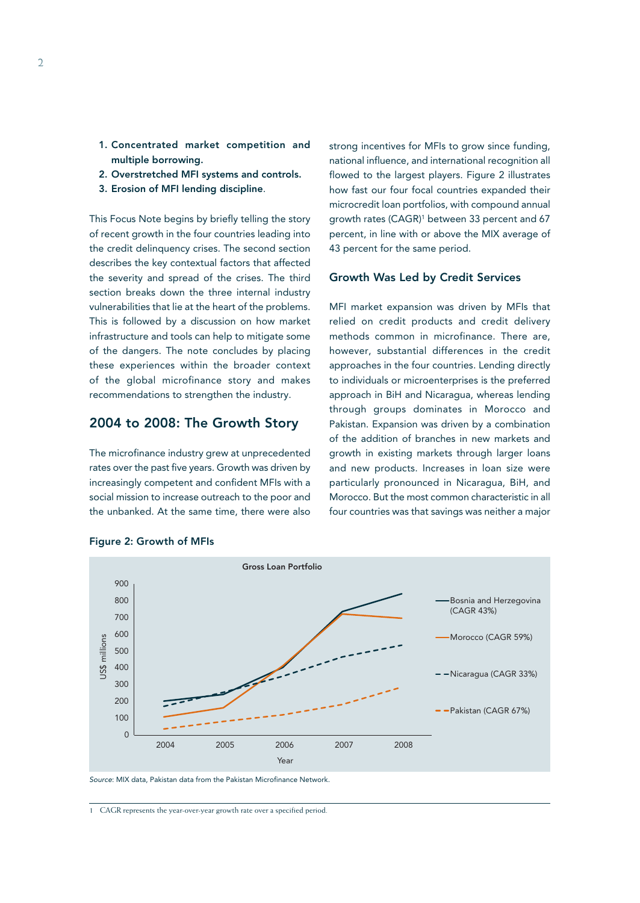1. **Concentrated market competition and multiple borrowing.**
2. **Overstretched MFI systems and controls.**
3. **Erosion of MFI lending discipline.**

This Focus Note begins by briefly telling the story of recent growth in the four countries leading into the credit delinquency crises. The second section describes the key contextual factors that affected the severity and spread of the crises. The third section breaks down the three internal industry vulnerabilities that lie at the heart of the problems. This is followed by a discussion on how market infrastructure and tools can help to mitigate some of the dangers. The note concludes by placing these experiences within the broader context of the global microfinance story and makes recommendations to strengthen the industry.

## 2004 to 2008: The Growth Story

The microfinance industry grew at unprecedented rates over the past five years. Growth was driven by increasingly competent and confident MFIs with a social mission to increase outreach to the poor and the unbanked. At the same time, there were also strong incentives for MFIs to grow since funding, national influence, and international recognition all flowed to the largest players. Figure 2 illustrates how fast our four focal countries expanded their microcredit loan portfolios, with compound annual growth rates (CAGR)[1] between 33 percent and 67 percent, in line with or above the MIX average of 43 percent for the same period.

### Growth Was Led by Credit Services

MFI market expansion was driven by MFIs that relied on credit products and credit delivery methods common in microfinance. There are, however, substantial differences in the credit approaches in the four countries. Lending directly to individuals or microenterprises is the preferred approach in BiH and Nicaragua, whereas lending through groups dominates in Morocco and Pakistan. Expansion was driven by a combination of the addition of branches in new markets and growth in existing markets through larger loans and new products. Increases in loan size were particularly pronounced in Nicaragua, BiH, and Morocco. But the most common characteristic in all four countries was that savings was neither a major

**Figure 2: Growth of MFIs**

Gross Loan Portfolio

US$ millions

0
100
200
300
400
500
600
700
800
900

2004
2005
2006
2007
2008

Year

Bosnia and Herzegovina (CAGR 43%)

Morocco (CAGR 59%)

Nicaragua (CAGR 33%)

Pakistan (CAGR 67%)

*Source*: MIX data, Pakistan data from the Pakistan Microfinance Network.

1 CAGR represents the year-over-year growth rate over a specified period.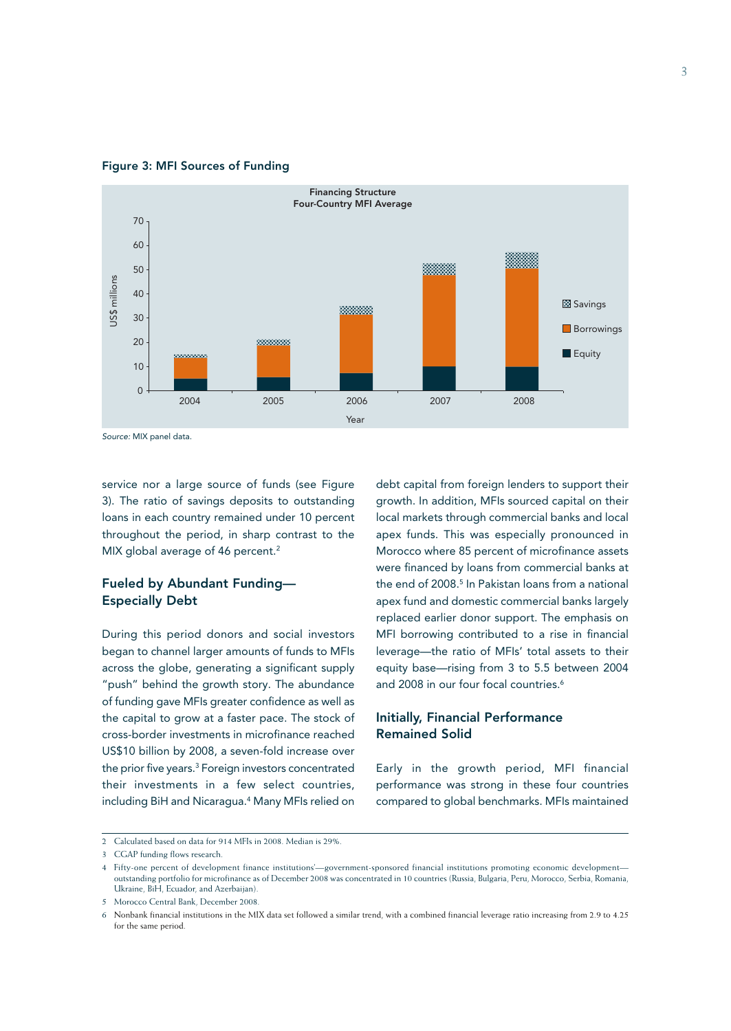**Figure 3: MFI Sources of Funding**

Financing Structure
Four-Country MFI Average

US$ millions

70
60
50
40
30
20
10
0

2004
2005
2006
2007
2008

Year

Savings
Borrowings
Equity

*Source:* MIX panel data.

service nor a large source of funds (see Figure 3). The ratio of savings deposits to outstanding loans in each country remained under 10 percent throughout the period, in sharp contrast to the MIX global average of 46 percent.[2]

## Fueled by Abundant Funding—Especially Debt

During this period donors and social investors began to channel larger amounts of funds to MFIs across the globe, generating a significant supply "push" behind the growth story. The abundance of funding gave MFIs greater confidence as well as the capital to grow at a faster pace. The stock of cross-border investments in microfinance reached US$10 billion by 2008, a seven-fold increase over the prior five years.[3] Foreign investors concentrated their investments in a few select countries, including BiH and Nicaragua.[4] Many MFIs relied on debt capital from foreign lenders to support their growth. In addition, MFIs sourced capital on their local markets through commercial banks and local apex funds. This was especially pronounced in Morocco where 85 percent of microfinance assets were financed by loans from commercial banks at the end of 2008.[5] In Pakistan loans from a national apex fund and domestic commercial banks largely replaced earlier donor support. The emphasis on MFI borrowing contributed to a rise in financial leverage—the ratio of MFIs' total assets to their equity base—rising from 3 to 5.5 between 2004 and 2008 in our four focal countries.[6]

## Initially, Financial Performance Remained Solid

Early in the growth period, MFI financial performance was strong in these four countries compared to global benchmarks. MFIs maintained

---

2 Calculated based on data for 914 MFIs in 2008. Median is 29%.

3 CGAP funding flows research.

4 Fifty-one percent of development finance institutions'—government-sponsored financial institutions promoting economic development—outstanding portfolio for microfinance as of December 2008 was concentrated in 10 countries (Russia, Bulgaria, Peru, Morocco, Serbia, Romania, Ukraine, BiH, Ecuador, and Azerbaijan).

5 Morocco Central Bank, December 2008.

6 Nonbank financial institutions in the MIX data set followed a similar trend, with a combined financial leverage ratio increasing from 2.9 to 4.25 for the same period.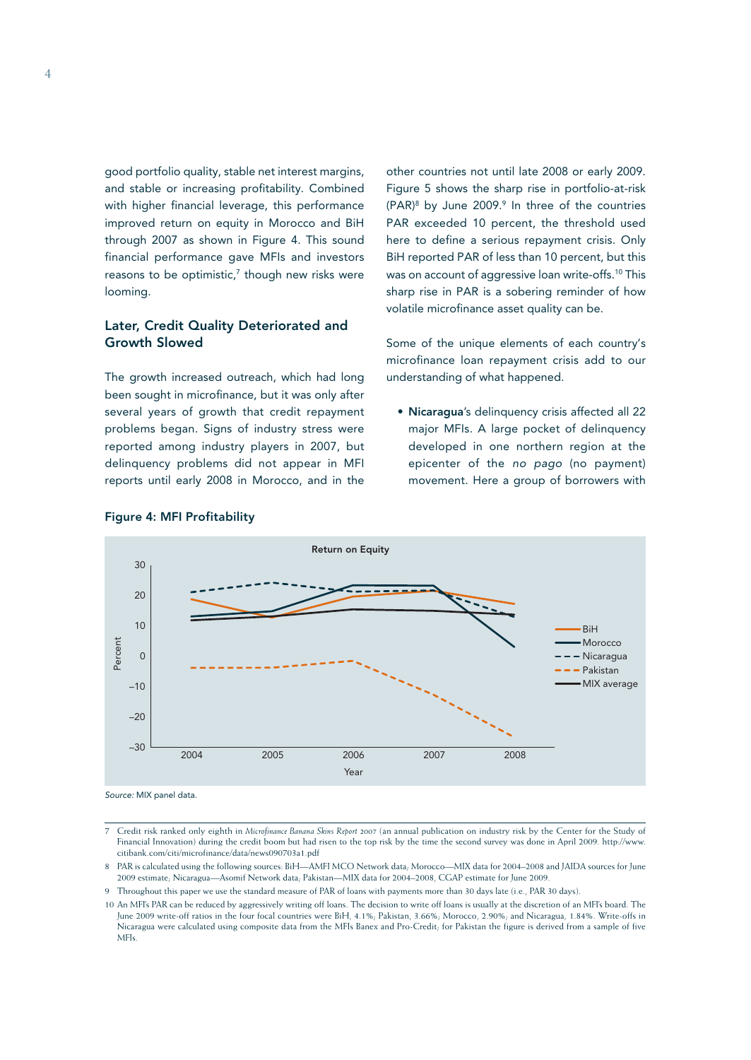good portfolio quality, stable net interest margins, and stable or increasing profitability. Combined with higher financial leverage, this performance improved return on equity in Morocco and BiH through 2007 as shown in Figure 4. This sound financial performance gave MFIs and investors reasons to be optimistic,[7] though new risks were looming.

## Later, Credit Quality Deteriorated and Growth Slowed

The growth increased outreach, which had long been sought in microfinance, but it was only after several years of growth that credit repayment problems began. Signs of industry stress were reported among industry players in 2007, but delinquency problems did not appear in MFI reports until early 2008 in Morocco, and in the other countries not until late 2008 or early 2009. Figure 5 shows the sharp rise in portfolio-at-risk (PAR)[8] by June 2009.[9] In three of the countries PAR exceeded 10 percent, the threshold used here to define a serious repayment crisis. Only BiH reported PAR of less than 10 percent, but this was on account of aggressive loan write-offs.[10] This sharp rise in PAR is a sobering reminder of how volatile microfinance asset quality can be.

Some of the unique elements of each country's microfinance loan repayment crisis add to our understanding of what happened.

- **Nicaragua**'s delinquency crisis affected all 22 major MFIs. A large pocket of delinquency developed in one northern region at the epicenter of the *no pago* (no payment) movement. Here a group of borrowers with

**Figure 4: MFI Profitability**

Return on Equity

Percent

30
20
10
0
–10
–20
–30

2004 2005 2006 2007 2008

Year

BiH
Morocco
Nicaragua
Pakistan
MIX average

*Source:* MIX panel data.

---

7 Credit risk ranked only eighth in *Microfinance Banana Skins Report* 2007 (an annual publication on industry risk by the Center for the Study of Financial Innovation) during the credit boom but had risen to the top risk by the time the second survey was done in April 2009. http://www.citibank.com/citi/microfinance/data/news090703a1.pdf

8 PAR is calculated using the following sources: BiH—AMFI MCO Network data; Morocco—MIX data for 2004–2008 and JAIDA sources for June 2009 estimate; Nicaragua—Asomif Network data; Pakistan—MIX data for 2004–2008, CGAP estimate for June 2009.

9 Throughout this paper we use the standard measure of PAR of loans with payments more than 30 days late (i.e., PAR 30 days).

10 An MFI's PAR can be reduced by aggressively writing off loans. The decision to write off loans is usually at the discretion of an MFI's board. The June 2009 write-off ratios in the four focal countries were BiH, 4.1%; Pakistan, 3.66%; Morocco, 2.90%; and Nicaragua, 1.84%. Write-offs in Nicaragua were calculated using composite data from the MFIs Banex and Pro-Credit; for Pakistan the figure is derived from a sample of five MFIs.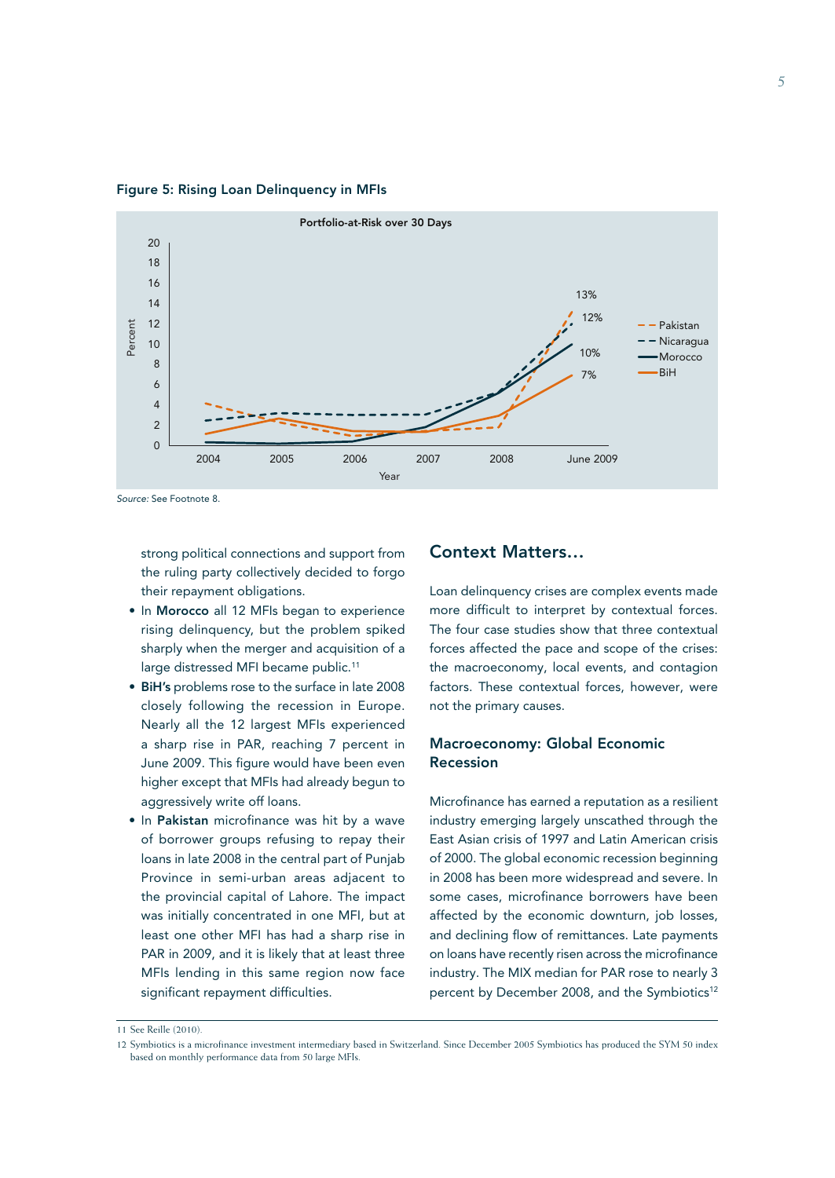**Figure 5: Rising Loan Delinquency in MFIs**

Portfolio-at-Risk over 30 Days

Percent

20
18
16
14
12
10
8
6
4
2
0

2004 2005 2006 2007 2008 June 2009

Year

13%
12%
10%
7%

Pakistan
Nicaragua
Morocco
BiH

*Source:* See Footnote 8.

strong political connections and support from the ruling party collectively decided to forgo their repayment obligations.

- In **Morocco** all 12 MFIs began to experience rising delinquency, but the problem spiked sharply when the merger and acquisition of a large distressed MFI became public.[11]
- **BiH's** problems rose to the surface in late 2008 closely following the recession in Europe. Nearly all the 12 largest MFIs experienced a sharp rise in PAR, reaching 7 percent in June 2009. This figure would have been even higher except that MFIs had already begun to aggressively write off loans.
- In **Pakistan** microfinance was hit by a wave of borrower groups refusing to repay their loans in late 2008 in the central part of Punjab Province in semi-urban areas adjacent to the provincial capital of Lahore. The impact was initially concentrated in one MFI, but at least one other MFI has had a sharp rise in PAR in 2009, and it is likely that at least three MFIs lending in this same region now face significant repayment difficulties.

## Context Matters…

Loan delinquency crises are complex events made more difficult to interpret by contextual forces. The four case studies show that three contextual forces affected the pace and scope of the crises: the macroeconomy, local events, and contagion factors. These contextual forces, however, were not the primary causes.

### Macroeconomy: Global Economic Recession

Microfinance has earned a reputation as a resilient industry emerging largely unscathed through the East Asian crisis of 1997 and Latin American crisis of 2000. The global economic recession beginning in 2008 has been more widespread and severe. In some cases, microfinance borrowers have been affected by the economic downturn, job losses, and declining flow of remittances. Late payments on loans have recently risen across the microfinance industry. The MIX median for PAR rose to nearly 3 percent by December 2008, and the Symbiotics[12]

---

11 See Reille (2010).

12 Symbiotics is a microfinance investment intermediary based in Switzerland. Since December 2005 Symbiotics has produced the SYM 50 index based on monthly performance data from 50 large MFIs.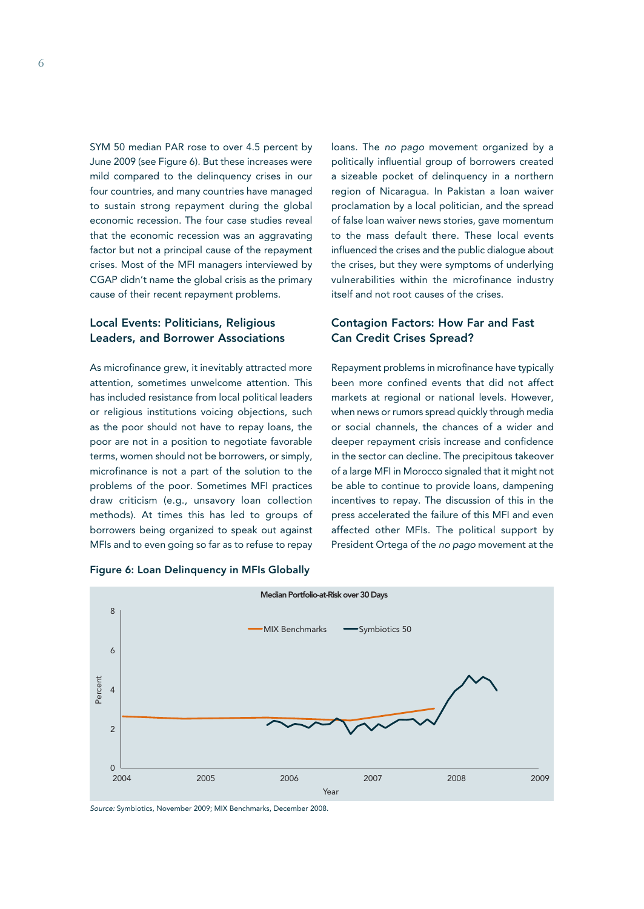SYM 50 median PAR rose to over 4.5 percent by June 2009 (see Figure 6). But these increases were mild compared to the delinquency crises in our four countries, and many countries have managed to sustain strong repayment during the global economic recession. The four case studies reveal that the economic recession was an aggravating factor but not a principal cause of the repayment crises. Most of the MFI managers interviewed by CGAP didn't name the global crisis as the primary cause of their recent repayment problems.

### Local Events: Politicians, Religious Leaders, and Borrower Associations

As microfinance grew, it inevitably attracted more attention, sometimes unwelcome attention. This has included resistance from local political leaders or religious institutions voicing objections, such as the poor should not have to repay loans, the poor are not in a position to negotiate favorable terms, women should not be borrowers, or simply, microfinance is not a part of the solution to the problems of the poor. Sometimes MFI practices draw criticism (e.g., unsavory loan collection methods). At times this has led to groups of borrowers being organized to speak out against MFIs and to even going so far as to refuse to repay loans. The *no pago* movement organized by a politically influential group of borrowers created a sizeable pocket of delinquency in a northern region of Nicaragua. In Pakistan a loan waiver proclamation by a local politician, and the spread of false loan waiver news stories, gave momentum to the mass default there. These local events influenced the crises and the public dialogue about the crises, but they were symptoms of underlying vulnerabilities within the microfinance industry itself and not root causes of the crises.

### Contagion Factors: How Far and Fast Can Credit Crises Spread?

Repayment problems in microfinance have typically been more confined events that did not affect markets at regional or national levels. However, when news or rumors spread quickly through media or social channels, the chances of a wider and deeper repayment crisis increase and confidence in the sector can decline. The precipitous takeover of a large MFI in Morocco signaled that it might not be able to continue to provide loans, dampening incentives to repay. The discussion of this in the press accelerated the failure of this MFI and even affected other MFIs. The political support by President Ortega of the *no pago* movement at the

**Figure 6: Loan Delinquency in MFIs Globally**

Median Portfolio-at-Risk over 30 Days

MIX Benchmarks
Symbiotics 50

Percent
0
2
4
6
8

Year
2004
2005
2006
2007
2008
2009

*Source:* Symbiotics, November 2009; MIX Benchmarks, December 2008.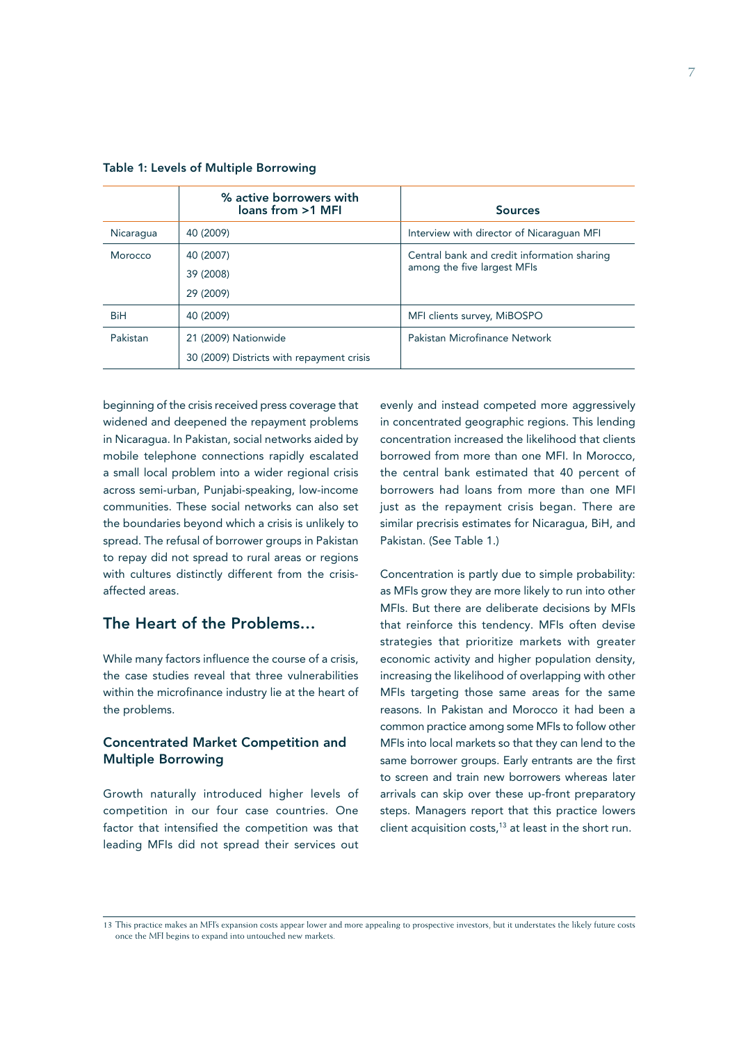Table 1: Levels of Multiple Borrowing

| | % active borrowers with loans from >1 MFI | Sources |
|---|---|---|
| Nicaragua | 40 (2009) | Interview with director of Nicaraguan MFI |
| Morocco | 40 (2007)<br>39 (2008)<br>29 (2009) | Central bank and credit information sharing among the five largest MFIs |
| BiH | 40 (2009) | MFI clients survey, MiBOSPO |
| Pakistan | 21 (2009) Nationwide<br>30 (2009) Districts with repayment crisis | Pakistan Microfinance Network |

beginning of the crisis received press coverage that widened and deepened the repayment problems in Nicaragua. In Pakistan, social networks aided by mobile telephone connections rapidly escalated a small local problem into a wider regional crisis across semi-urban, Punjabi-speaking, low-income communities. These social networks can also set the boundaries beyond which a crisis is unlikely to spread. The refusal of borrower groups in Pakistan to repay did not spread to rural areas or regions with cultures distinctly different from the crisis-affected areas.

## The Heart of the Problems…

While many factors influence the course of a crisis, the case studies reveal that three vulnerabilities within the microfinance industry lie at the heart of the problems.

### Concentrated Market Competition and Multiple Borrowing

Growth naturally introduced higher levels of competition in our four case countries. One factor that intensified the competition was that leading MFIs did not spread their services out evenly and instead competed more aggressively in concentrated geographic regions. This lending concentration increased the likelihood that clients borrowed from more than one MFI. In Morocco, the central bank estimated that 40 percent of borrowers had loans from more than one MFI just as the repayment crisis began. There are similar precrisis estimates for Nicaragua, BiH, and Pakistan. (See Table 1.)

Concentration is partly due to simple probability: as MFIs grow they are more likely to run into other MFIs. But there are deliberate decisions by MFIs that reinforce this tendency. MFIs often devise strategies that prioritize markets with greater economic activity and higher population density, increasing the likelihood of overlapping with other MFIs targeting those same areas for the same reasons. In Pakistan and Morocco it had been a common practice among some MFIs to follow other MFIs into local markets so that they can lend to the same borrower groups. Early entrants are the first to screen and train new borrowers whereas later arrivals can skip over these up-front preparatory steps. Managers report that this practice lowers client acquisition costs,[13] at least in the short run.

13 This practice makes an MFI's expansion costs appear lower and more appealing to prospective investors, but it understates the likely future costs once the MFI begins to expand into untouched new markets.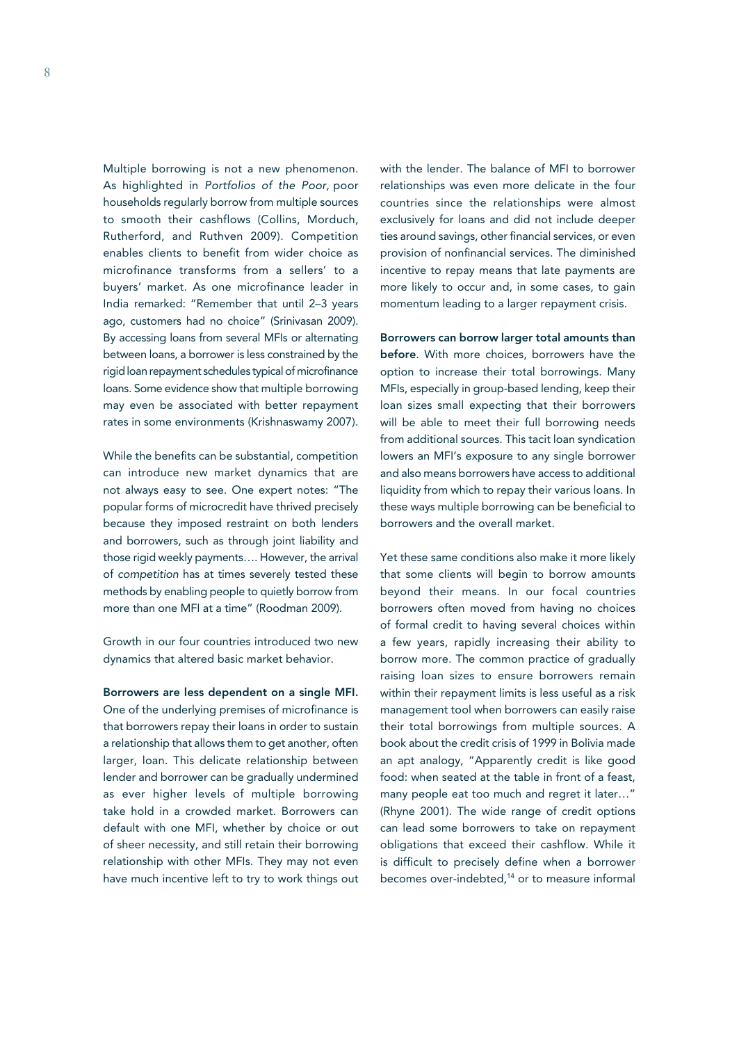Multiple borrowing is not a new phenomenon. As highlighted in *Portfolios of the Poor,* poor households regularly borrow from multiple sources to smooth their cashflows (Collins, Morduch, Rutherford, and Ruthven 2009). Competition enables clients to benefit from wider choice as microfinance transforms from a sellers' to a buyers' market. As one microfinance leader in India remarked: "Remember that until 2–3 years ago, customers had no choice" (Srinivasan 2009). By accessing loans from several MFIs or alternating between loans, a borrower is less constrained by the rigid loan repayment schedules typical of microfinance loans. Some evidence show that multiple borrowing may even be associated with better repayment rates in some environments (Krishnaswamy 2007).

While the benefits can be substantial, competition can introduce new market dynamics that are not always easy to see. One expert notes: "The popular forms of microcredit have thrived precisely because they imposed restraint on both lenders and borrowers, such as through joint liability and those rigid weekly payments…. However, the arrival of *competition* has at times severely tested these methods by enabling people to quietly borrow from more than one MFI at a time" (Roodman 2009).

Growth in our four countries introduced two new dynamics that altered basic market behavior.

**Borrowers are less dependent on a single MFI.** One of the underlying premises of microfinance is that borrowers repay their loans in order to sustain a relationship that allows them to get another, often larger, loan. This delicate relationship between lender and borrower can be gradually undermined as ever higher levels of multiple borrowing take hold in a crowded market. Borrowers can default with one MFI, whether by choice or out of sheer necessity, and still retain their borrowing relationship with other MFIs. They may not even have much incentive left to try to work things out with the lender. The balance of MFI to borrower relationships was even more delicate in the four countries since the relationships were almost exclusively for loans and did not include deeper ties around savings, other financial services, or even provision of nonfinancial services. The diminished incentive to repay means that late payments are more likely to occur and, in some cases, to gain momentum leading to a larger repayment crisis.

**Borrowers can borrow larger total amounts than before**. With more choices, borrowers have the option to increase their total borrowings. Many MFIs, especially in group-based lending, keep their loan sizes small expecting that their borrowers will be able to meet their full borrowing needs from additional sources. This tacit loan syndication lowers an MFI's exposure to any single borrower and also means borrowers have access to additional liquidity from which to repay their various loans. In these ways multiple borrowing can be beneficial to borrowers and the overall market.

Yet these same conditions also make it more likely that some clients will begin to borrow amounts beyond their means. In our focal countries borrowers often moved from having no choices of formal credit to having several choices within a few years, rapidly increasing their ability to borrow more. The common practice of gradually raising loan sizes to ensure borrowers remain within their repayment limits is less useful as a risk management tool when borrowers can easily raise their total borrowings from multiple sources. A book about the credit crisis of 1999 in Bolivia made an apt analogy, "Apparently credit is like good food: when seated at the table in front of a feast, many people eat too much and regret it later…" (Rhyne 2001). The wide range of credit options can lead some borrowers to take on repayment obligations that exceed their cashflow. While it is difficult to precisely define when a borrower becomes over-indebted,[14] or to measure informal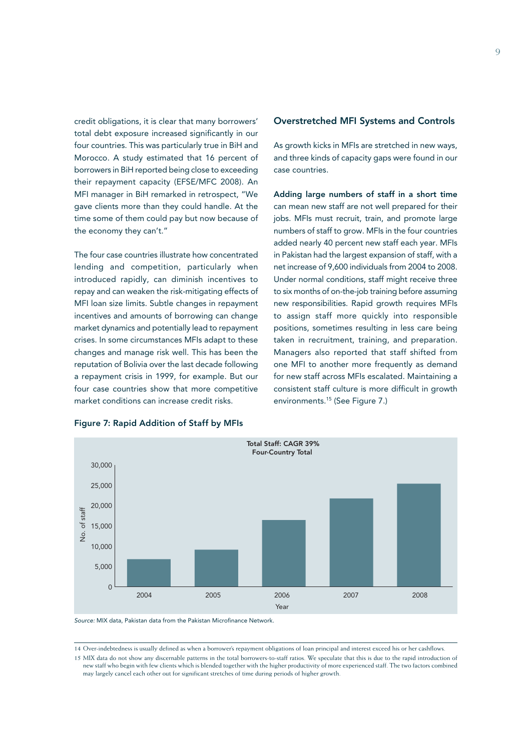credit obligations, it is clear that many borrowers' total debt exposure increased significantly in our four countries. This was particularly true in BiH and Morocco. A study estimated that 16 percent of borrowers in BiH reported being close to exceeding their repayment capacity (EFSE/MFC 2008). An MFI manager in BiH remarked in retrospect, "We gave clients more than they could handle. At the time some of them could pay but now because of the economy they can't."

The four case countries illustrate how concentrated lending and competition, particularly when introduced rapidly, can diminish incentives to repay and can weaken the risk-mitigating effects of MFI loan size limits. Subtle changes in repayment incentives and amounts of borrowing can change market dynamics and potentially lead to repayment crises. In some circumstances MFIs adapt to these changes and manage risk well. This has been the reputation of Bolivia over the last decade following a repayment crisis in 1999, for example. But our four case countries show that more competitive market conditions can increase credit risks.

## Overstretched MFI Systems and Controls

As growth kicks in MFIs are stretched in new ways, and three kinds of capacity gaps were found in our case countries.

**Adding large numbers of staff in a short time** can mean new staff are not well prepared for their jobs. MFIs must recruit, train, and promote large numbers of staff to grow. MFIs in the four countries added nearly 40 percent new staff each year. MFIs in Pakistan had the largest expansion of staff, with a net increase of 9,600 individuals from 2004 to 2008. Under normal conditions, staff might receive three to six months of on-the-job training before assuming new responsibilities. Rapid growth requires MFIs to assign staff more quickly into responsible positions, sometimes resulting in less care being taken in recruitment, training, and preparation. Managers also reported that staff shifted from one MFI to another more frequently as demand for new staff across MFIs escalated. Maintaining a consistent staff culture is more difficult in growth environments.[15] (See Figure 7.)

**Figure 7: Rapid Addition of Staff by MFIs**

Total Staff: CAGR 39%
Four-Country Total

No. of staff
30,000
25,000
20,000
15,000
10,000
5,000
0

2004
2005
2006
2007
2008
Year

*Source:* MIX data, Pakistan data from the Pakistan Microfinance Network.

---

14 Over-indebtedness is usually defined as when a borrower's repayment obligations of loan principal and interest exceed his or her cashflows.

15 MIX data do not show any discernable patterns in the total borrowers-to-staff ratios. We speculate that this is due to the rapid introduction of new staff who begin with few clients which is blended together with the higher productivity of more experienced staff. The two factors combined may largely cancel each other out for significant stretches of time during periods of higher growth.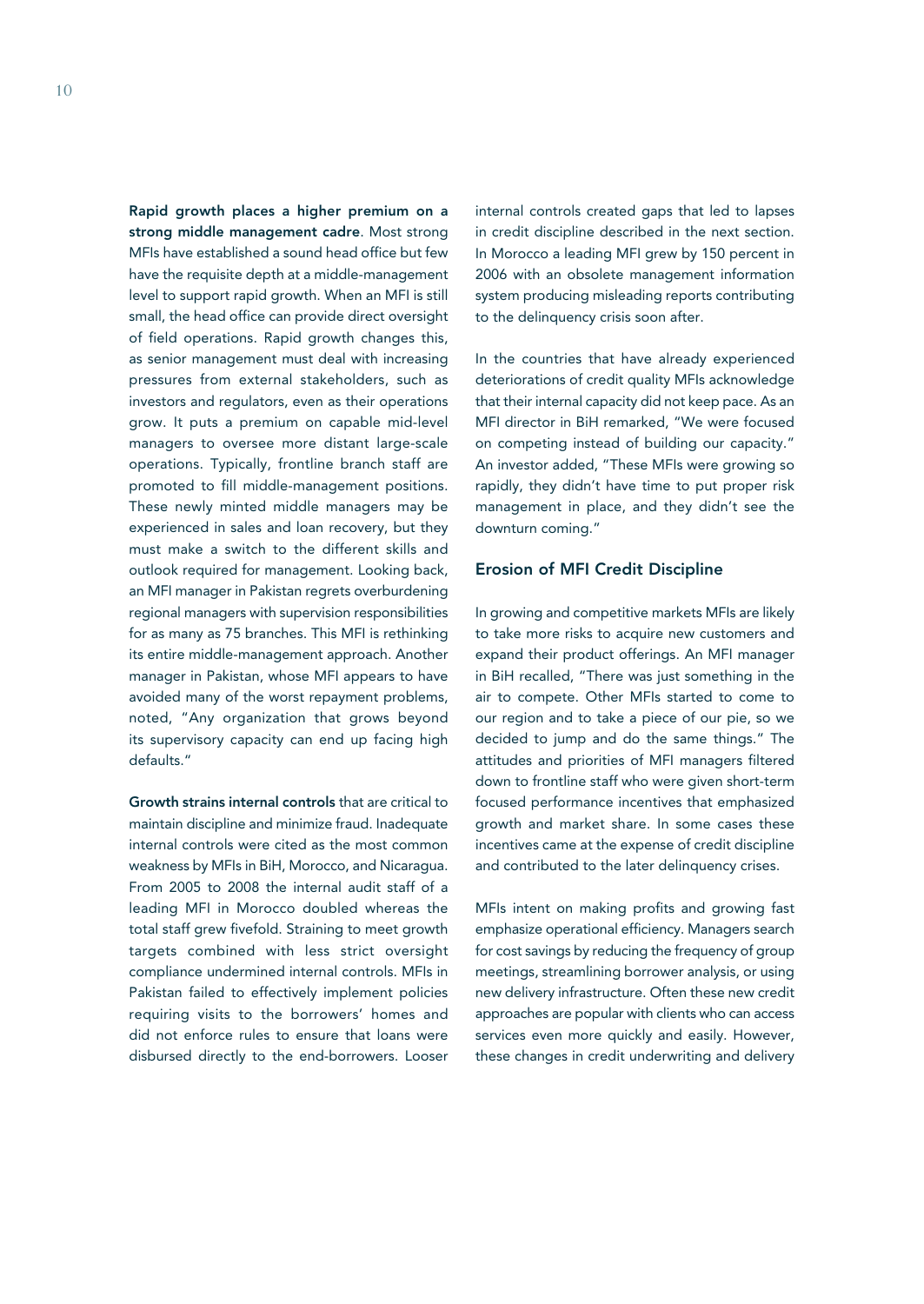**Rapid growth places a higher premium on a strong middle management cadre**. Most strong MFIs have established a sound head office but few have the requisite depth at a middle-management level to support rapid growth. When an MFI is still small, the head office can provide direct oversight of field operations. Rapid growth changes this, as senior management must deal with increasing pressures from external stakeholders, such as investors and regulators, even as their operations grow. It puts a premium on capable mid-level managers to oversee more distant large-scale operations. Typically, frontline branch staff are promoted to fill middle-management positions. These newly minted middle managers may be experienced in sales and loan recovery, but they must make a switch to the different skills and outlook required for management. Looking back, an MFI manager in Pakistan regrets overburdening regional managers with supervision responsibilities for as many as 75 branches. This MFI is rethinking its entire middle-management approach. Another manager in Pakistan, whose MFI appears to have avoided many of the worst repayment problems, noted, "Any organization that grows beyond its supervisory capacity can end up facing high defaults."

**Growth strains internal controls** that are critical to maintain discipline and minimize fraud. Inadequate internal controls were cited as the most common weakness by MFIs in BiH, Morocco, and Nicaragua. From 2005 to 2008 the internal audit staff of a leading MFI in Morocco doubled whereas the total staff grew fivefold. Straining to meet growth targets combined with less strict oversight compliance undermined internal controls. MFIs in Pakistan failed to effectively implement policies requiring visits to the borrowers' homes and did not enforce rules to ensure that loans were disbursed directly to the end-borrowers. Looser internal controls created gaps that led to lapses in credit discipline described in the next section. In Morocco a leading MFI grew by 150 percent in 2006 with an obsolete management information system producing misleading reports contributing to the delinquency crisis soon after.

In the countries that have already experienced deteriorations of credit quality MFIs acknowledge that their internal capacity did not keep pace. As an MFI director in BiH remarked, "We were focused on competing instead of building our capacity." An investor added, "These MFIs were growing so rapidly, they didn't have time to put proper risk management in place, and they didn't see the downturn coming."

## Erosion of MFI Credit Discipline

In growing and competitive markets MFIs are likely to take more risks to acquire new customers and expand their product offerings. An MFI manager in BiH recalled, "There was just something in the air to compete. Other MFIs started to come to our region and to take a piece of our pie, so we decided to jump and do the same things." The attitudes and priorities of MFI managers filtered down to frontline staff who were given short-term focused performance incentives that emphasized growth and market share. In some cases these incentives came at the expense of credit discipline and contributed to the later delinquency crises.

MFIs intent on making profits and growing fast emphasize operational efficiency. Managers search for cost savings by reducing the frequency of group meetings, streamlining borrower analysis, or using new delivery infrastructure. Often these new credit approaches are popular with clients who can access services even more quickly and easily. However, these changes in credit underwriting and delivery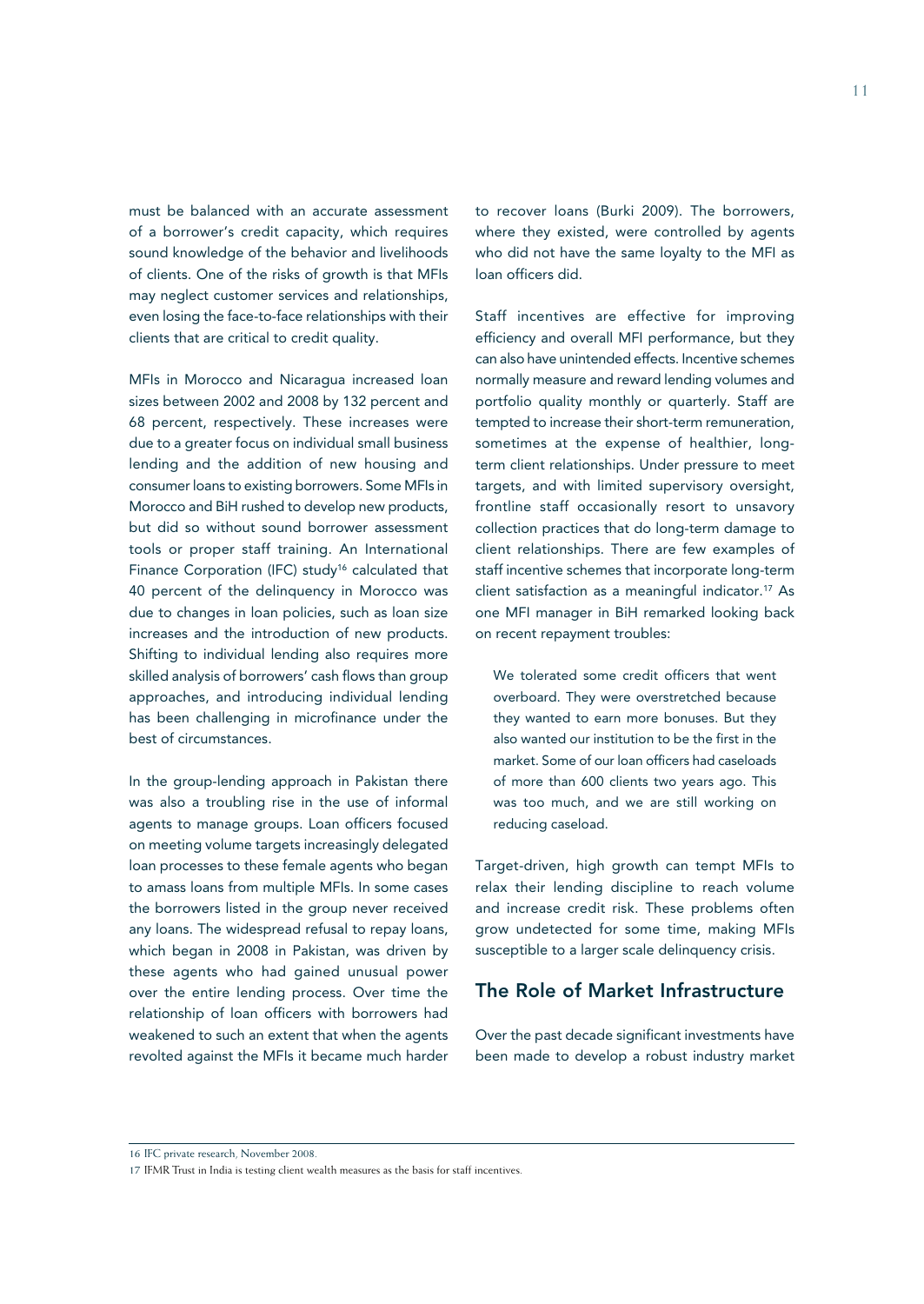must be balanced with an accurate assessment of a borrower's credit capacity, which requires sound knowledge of the behavior and livelihoods of clients. One of the risks of growth is that MFIs may neglect customer services and relationships, even losing the face-to-face relationships with their clients that are critical to credit quality.

MFIs in Morocco and Nicaragua increased loan sizes between 2002 and 2008 by 132 percent and 68 percent, respectively. These increases were due to a greater focus on individual small business lending and the addition of new housing and consumer loans to existing borrowers. Some MFIs in Morocco and BiH rushed to develop new products, but did so without sound borrower assessment tools or proper staff training. An International Finance Corporation (IFC) study[16] calculated that 40 percent of the delinquency in Morocco was due to changes in loan policies, such as loan size increases and the introduction of new products. Shifting to individual lending also requires more skilled analysis of borrowers' cash flows than group approaches, and introducing individual lending has been challenging in microfinance under the best of circumstances.

In the group-lending approach in Pakistan there was also a troubling rise in the use of informal agents to manage groups. Loan officers focused on meeting volume targets increasingly delegated loan processes to these female agents who began to amass loans from multiple MFIs. In some cases the borrowers listed in the group never received any loans. The widespread refusal to repay loans, which began in 2008 in Pakistan, was driven by these agents who had gained unusual power over the entire lending process. Over time the relationship of loan officers with borrowers had weakened to such an extent that when the agents revolted against the MFIs it became much harder to recover loans (Burki 2009). The borrowers, where they existed, were controlled by agents who did not have the same loyalty to the MFI as loan officers did.

Staff incentives are effective for improving efficiency and overall MFI performance, but they can also have unintended effects. Incentive schemes normally measure and reward lending volumes and portfolio quality monthly or quarterly. Staff are tempted to increase their short-term remuneration, sometimes at the expense of healthier, long-term client relationships. Under pressure to meet targets, and with limited supervisory oversight, frontline staff occasionally resort to unsavory collection practices that do long-term damage to client relationships. There are few examples of staff incentive schemes that incorporate long-term client satisfaction as a meaningful indicator.[17] As one MFI manager in BiH remarked looking back on recent repayment troubles:

> We tolerated some credit officers that went overboard. They were overstretched because they wanted to earn more bonuses. But they also wanted our institution to be the first in the market. Some of our loan officers had caseloads of more than 600 clients two years ago. This was too much, and we are still working on reducing caseload.

Target-driven, high growth can tempt MFIs to relax their lending discipline to reach volume and increase credit risk. These problems often grow undetected for some time, making MFIs susceptible to a larger scale delinquency crisis.

## The Role of Market Infrastructure

Over the past decade significant investments have been made to develop a robust industry market

---

16 IFC private research, November 2008.

17 IFMR Trust in India is testing client wealth measures as the basis for staff incentives.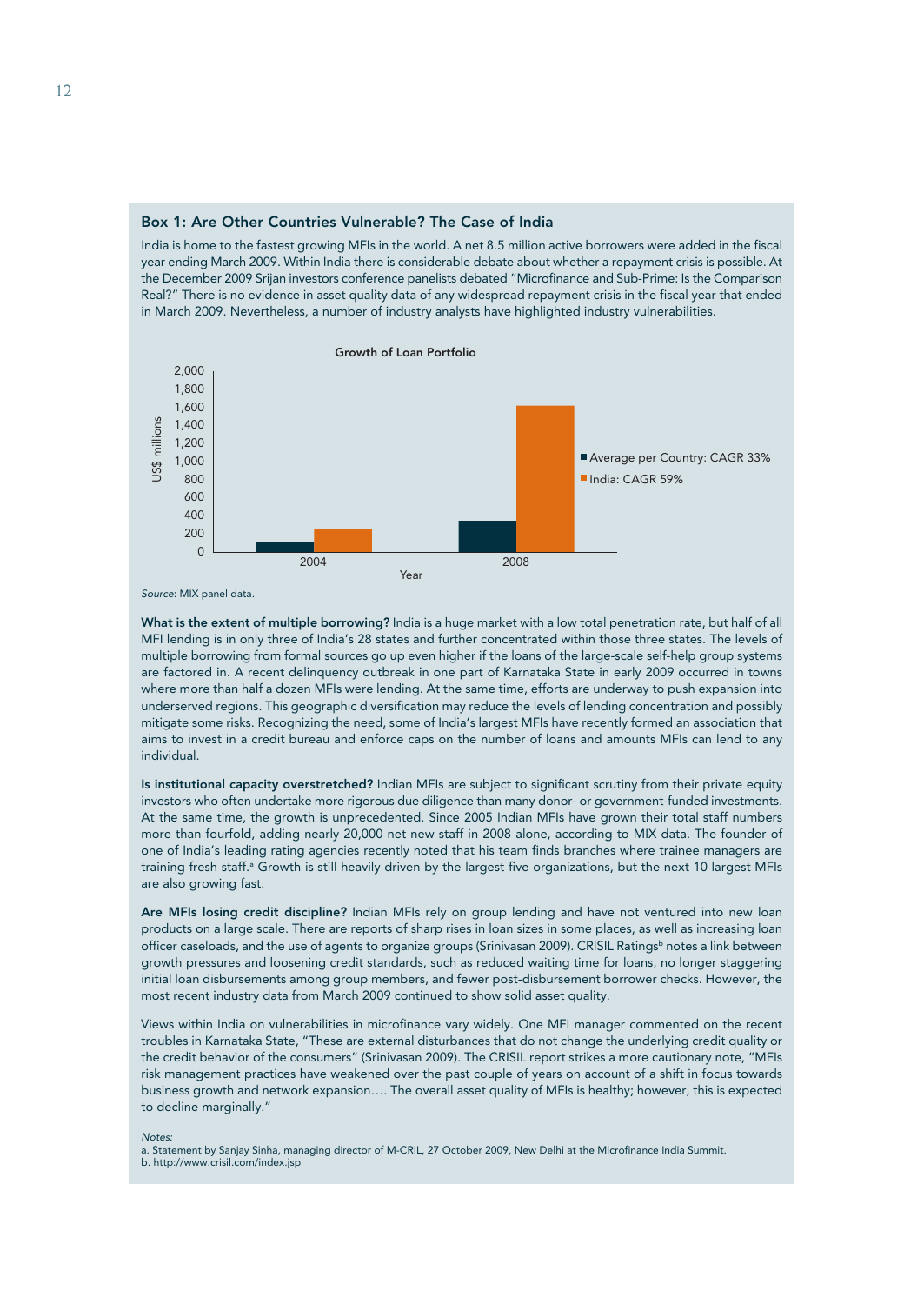### Box 1: Are Other Countries Vulnerable? The Case of India

India is home to the fastest growing MFIs in the world. A net 8.5 million active borrowers were added in the fiscal year ending March 2009. Within India there is considerable debate about whether a repayment crisis is possible. At the December 2009 Srijan investors conference panelists debated "Microfinance and Sub-Prime: Is the Comparison Real?" There is no evidence in asset quality data of any widespread repayment crisis in the fiscal year that ended in March 2009. Nevertheless, a number of industry analysts have highlighted industry vulnerabilities.

Growth of Loan Portfolio

US$ millions

2,000
1,800
1,600
1,400
1,200
1,000
800
600
400
200
0

2004
2008

Year

Average per Country: CAGR 33%
India: CAGR 59%

*Source*: MIX panel data.

**What is the extent of multiple borrowing?** India is a huge market with a low total penetration rate, but half of all MFI lending is in only three of India's 28 states and further concentrated within those three states. The levels of multiple borrowing from formal sources go up even higher if the loans of the large-scale self-help group systems are factored in. A recent delinquency outbreak in one part of Karnataka State in early 2009 occurred in towns where more than half a dozen MFIs were lending. At the same time, efforts are underway to push expansion into underserved regions. This geographic diversification may reduce the levels of lending concentration and possibly mitigate some risks. Recognizing the need, some of India's largest MFIs have recently formed an association that aims to invest in a credit bureau and enforce caps on the number of loans and amounts MFIs can lend to any individual.

**Is institutional capacity overstretched?** Indian MFIs are subject to significant scrutiny from their private equity investors who often undertake more rigorous due diligence than many donor- or government-funded investments. At the same time, the growth is unprecedented. Since 2005 Indian MFIs have grown their total staff numbers more than fourfold, adding nearly 20,000 net new staff in 2008 alone, according to MIX data. The founder of one of India's leading rating agencies recently noted that his team finds branches where trainee managers are training fresh staff.[a] Growth is still heavily driven by the largest five organizations, but the next 10 largest MFIs are also growing fast.

**Are MFIs losing credit discipline?** Indian MFIs rely on group lending and have not ventured into new loan products on a large scale. There are reports of sharp rises in loan sizes in some places, as well as increasing loan officer caseloads, and the use of agents to organize groups (Srinivasan 2009). CRISIL Ratings[b] notes a link between growth pressures and loosening credit standards, such as reduced waiting time for loans, no longer staggering initial loan disbursements among group members, and fewer post-disbursement borrower checks. However, the most recent industry data from March 2009 continued to show solid asset quality.

Views within India on vulnerabilities in microfinance vary widely. One MFI manager commented on the recent troubles in Karnataka State, "These are external disturbances that do not change the underlying credit quality or the credit behavior of the consumers" (Srinivasan 2009). The CRISIL report strikes a more cautionary note, "MFIs risk management practices have weakened over the past couple of years on account of a shift in focus towards business growth and network expansion…. The overall asset quality of MFIs is healthy; however, this is expected to decline marginally."

*Notes:*

a. Statement by Sanjay Sinha, managing director of M-CRIL, 27 October 2009, New Delhi at the Microfinance India Summit.
b. http://www.crisil.com/index.jsp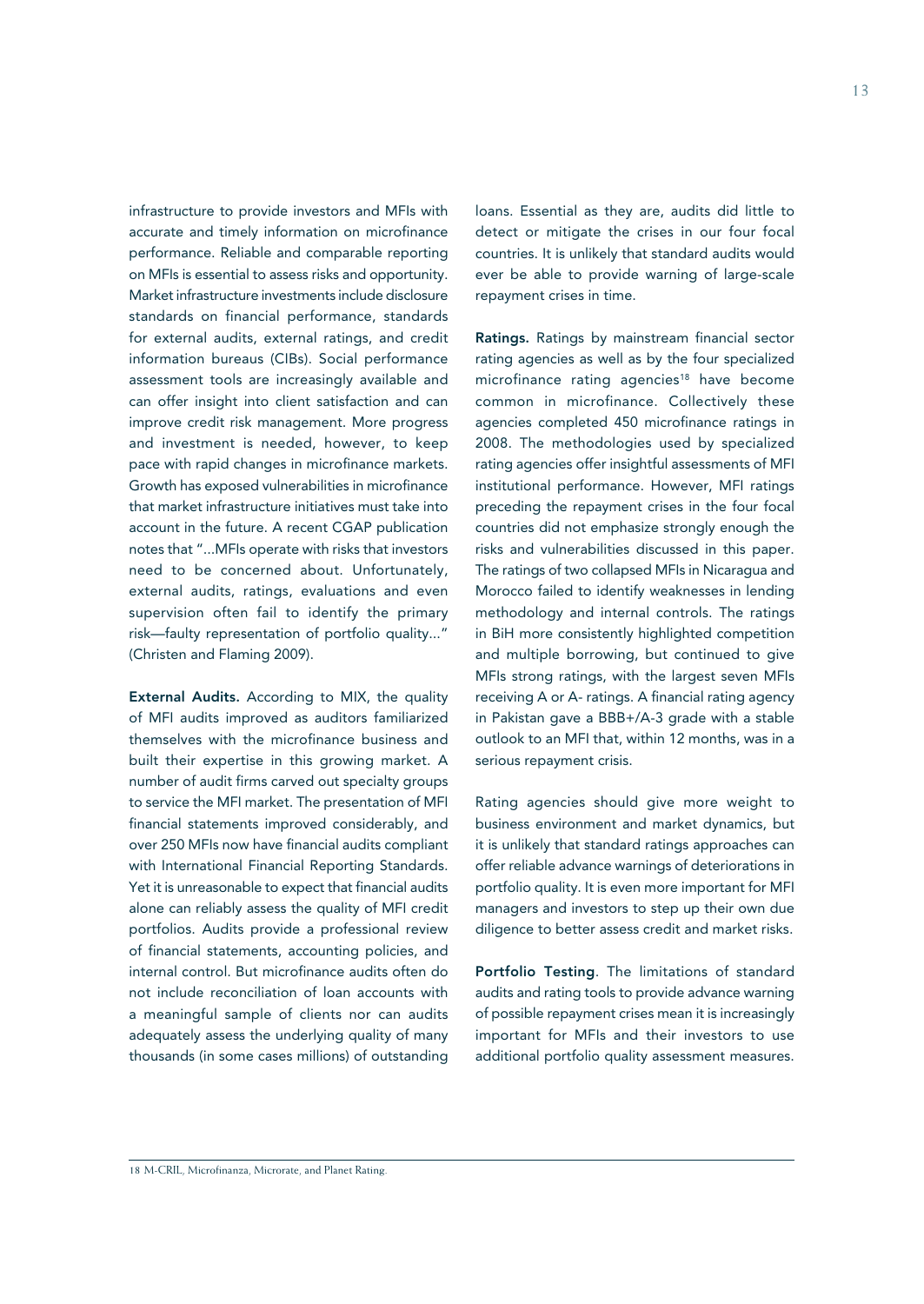infrastructure to provide investors and MFIs with accurate and timely information on microfinance performance. Reliable and comparable reporting on MFIs is essential to assess risks and opportunity. Market infrastructure investments include disclosure standards on financial performance, standards for external audits, external ratings, and credit information bureaus (CIBs). Social performance assessment tools are increasingly available and can offer insight into client satisfaction and can improve credit risk management. More progress and investment is needed, however, to keep pace with rapid changes in microfinance markets. Growth has exposed vulnerabilities in microfinance that market infrastructure initiatives must take into account in the future. A recent CGAP publication notes that "...MFIs operate with risks that investors need to be concerned about. Unfortunately, external audits, ratings, evaluations and even supervision often fail to identify the primary risk—faulty representation of portfolio quality..." (Christen and Flaming 2009).

**External Audits.** According to MIX, the quality of MFI audits improved as auditors familiarized themselves with the microfinance business and built their expertise in this growing market. A number of audit firms carved out specialty groups to service the MFI market. The presentation of MFI financial statements improved considerably, and over 250 MFIs now have financial audits compliant with International Financial Reporting Standards. Yet it is unreasonable to expect that financial audits alone can reliably assess the quality of MFI credit portfolios. Audits provide a professional review of financial statements, accounting policies, and internal control. But microfinance audits often do not include reconciliation of loan accounts with a meaningful sample of clients nor can audits adequately assess the underlying quality of many thousands (in some cases millions) of outstanding loans. Essential as they are, audits did little to detect or mitigate the crises in our four focal countries. It is unlikely that standard audits would ever be able to provide warning of large-scale repayment crises in time.

**Ratings.** Ratings by mainstream financial sector rating agencies as well as by the four specialized microfinance rating agencies[18] have become common in microfinance. Collectively these agencies completed 450 microfinance ratings in 2008. The methodologies used by specialized rating agencies offer insightful assessments of MFI institutional performance. However, MFI ratings preceding the repayment crises in the four focal countries did not emphasize strongly enough the risks and vulnerabilities discussed in this paper. The ratings of two collapsed MFIs in Nicaragua and Morocco failed to identify weaknesses in lending methodology and internal controls. The ratings in BiH more consistently highlighted competition and multiple borrowing, but continued to give MFIs strong ratings, with the largest seven MFIs receiving A or A- ratings. A financial rating agency in Pakistan gave a BBB+/A-3 grade with a stable outlook to an MFI that, within 12 months, was in a serious repayment crisis.

Rating agencies should give more weight to business environment and market dynamics, but it is unlikely that standard ratings approaches can offer reliable advance warnings of deteriorations in portfolio quality. It is even more important for MFI managers and investors to step up their own due diligence to better assess credit and market risks.

**Portfolio Testing**. The limitations of standard audits and rating tools to provide advance warning of possible repayment crises mean it is increasingly important for MFIs and their investors to use additional portfolio quality assessment measures.

18 M-CRIL, Microfinanza, Microrate, and Planet Rating.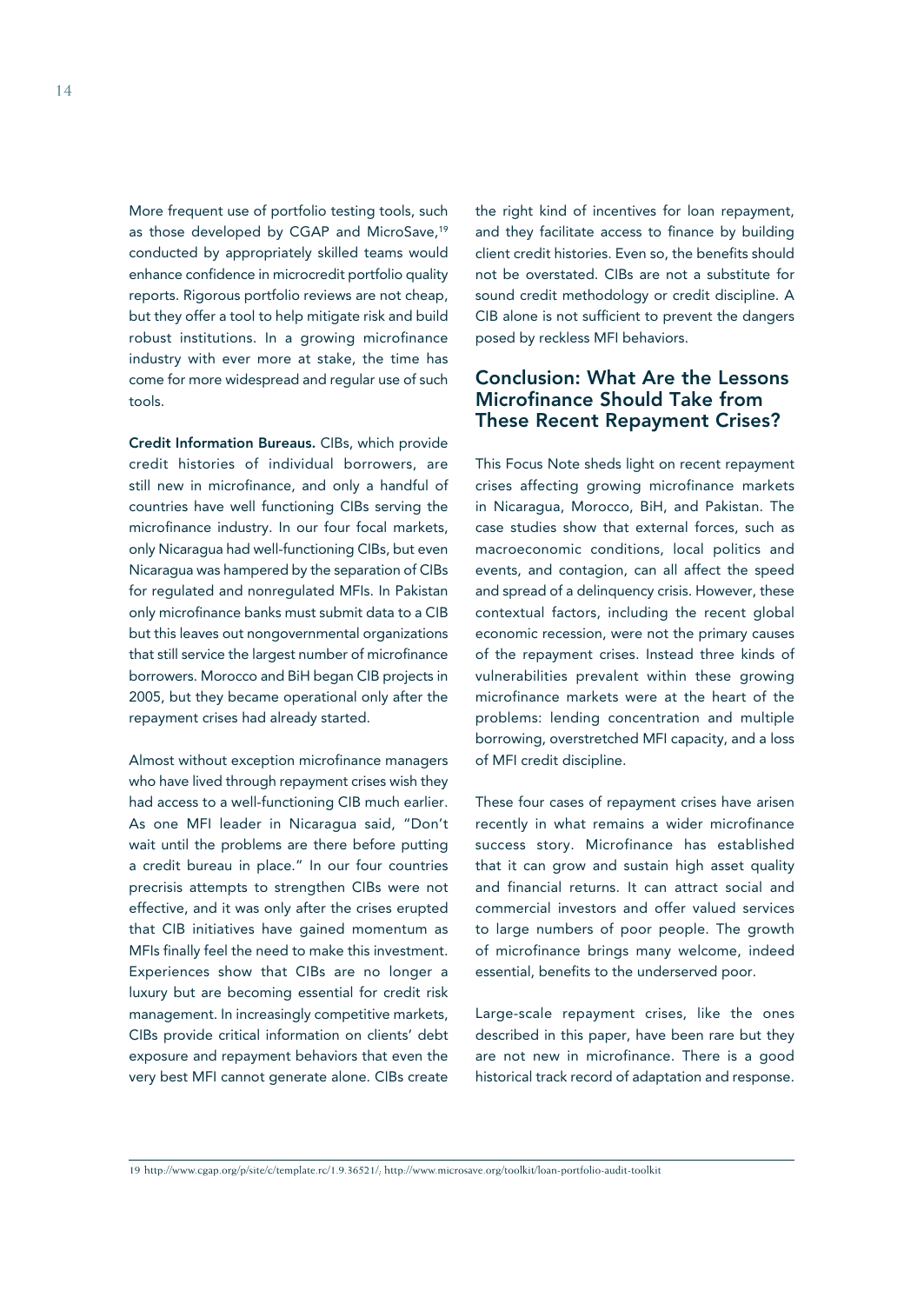More frequent use of portfolio testing tools, such as those developed by CGAP and MicroSave,[19] conducted by appropriately skilled teams would enhance confidence in microcredit portfolio quality reports. Rigorous portfolio reviews are not cheap, but they offer a tool to help mitigate risk and build robust institutions. In a growing microfinance industry with ever more at stake, the time has come for more widespread and regular use of such tools.

**Credit Information Bureaus.** CIBs, which provide credit histories of individual borrowers, are still new in microfinance, and only a handful of countries have well functioning CIBs serving the microfinance industry. In our four focal markets, only Nicaragua had well-functioning CIBs, but even Nicaragua was hampered by the separation of CIBs for regulated and nonregulated MFIs. In Pakistan only microfinance banks must submit data to a CIB but this leaves out nongovernmental organizations that still service the largest number of microfinance borrowers. Morocco and BiH began CIB projects in 2005, but they became operational only after the repayment crises had already started.

Almost without exception microfinance managers who have lived through repayment crises wish they had access to a well-functioning CIB much earlier. As one MFI leader in Nicaragua said, "Don't wait until the problems are there before putting a credit bureau in place." In our four countries precrisis attempts to strengthen CIBs were not effective, and it was only after the crises erupted that CIB initiatives have gained momentum as MFIs finally feel the need to make this investment. Experiences show that CIBs are no longer a luxury but are becoming essential for credit risk management. In increasingly competitive markets, CIBs provide critical information on clients' debt exposure and repayment behaviors that even the very best MFI cannot generate alone. CIBs create the right kind of incentives for loan repayment, and they facilitate access to finance by building client credit histories. Even so, the benefits should not be overstated. CIBs are not a substitute for sound credit methodology or credit discipline. A CIB alone is not sufficient to prevent the dangers posed by reckless MFI behaviors.

## Conclusion: What Are the Lessons Microfinance Should Take from These Recent Repayment Crises?

This Focus Note sheds light on recent repayment crises affecting growing microfinance markets in Nicaragua, Morocco, BiH, and Pakistan. The case studies show that external forces, such as macroeconomic conditions, local politics and events, and contagion, can all affect the speed and spread of a delinquency crisis. However, these contextual factors, including the recent global economic recession, were not the primary causes of the repayment crises. Instead three kinds of vulnerabilities prevalent within these growing microfinance markets were at the heart of the problems: lending concentration and multiple borrowing, overstretched MFI capacity, and a loss of MFI credit discipline.

These four cases of repayment crises have arisen recently in what remains a wider microfinance success story. Microfinance has established that it can grow and sustain high asset quality and financial returns. It can attract social and commercial investors and offer valued services to large numbers of poor people. The growth of microfinance brings many welcome, indeed essential, benefits to the underserved poor.

Large-scale repayment crises, like the ones described in this paper, have been rare but they are not new in microfinance. There is a good historical track record of adaptation and response.

19 http://www.cgap.org/p/site/c/template.rc/1.9.36521/; http://www.microsave.org/toolkit/loan-portfolio-audit-toolkit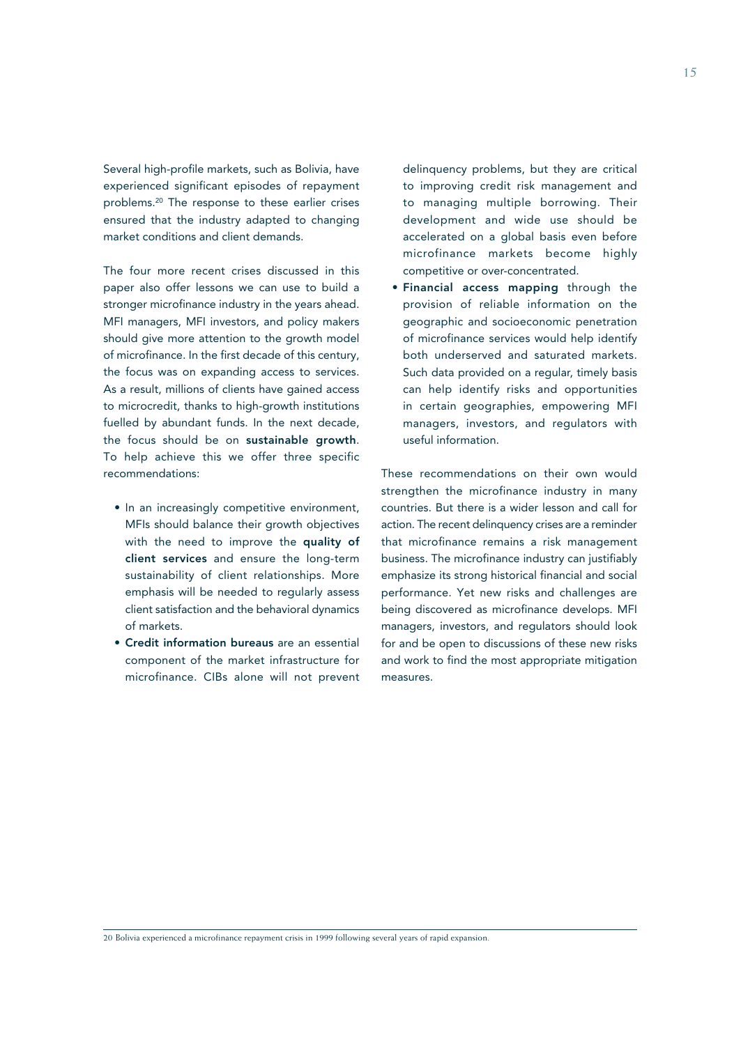Several high-profile markets, such as Bolivia, have experienced significant episodes of repayment problems.[20] The response to these earlier crises ensured that the industry adapted to changing market conditions and client demands.

The four more recent crises discussed in this paper also offer lessons we can use to build a stronger microfinance industry in the years ahead. MFI managers, MFI investors, and policy makers should give more attention to the growth model of microfinance. In the first decade of this century, the focus was on expanding access to services. As a result, millions of clients have gained access to microcredit, thanks to high-growth institutions fuelled by abundant funds. In the next decade, the focus should be on **sustainable growth**. To help achieve this we offer three specific recommendations:

- In an increasingly competitive environment, MFIs should balance their growth objectives with the need to improve the **quality of client services** and ensure the long-term sustainability of client relationships. More emphasis will be needed to regularly assess client satisfaction and the behavioral dynamics of markets.
- **Credit information bureaus** are an essential component of the market infrastructure for microfinance. CIBs alone will not prevent delinquency problems, but they are critical to improving credit risk management and to managing multiple borrowing. Their development and wide use should be accelerated on a global basis even before microfinance markets become highly competitive or over-concentrated.
- **Financial access mapping** through the provision of reliable information on the geographic and socioeconomic penetration of microfinance services would help identify both underserved and saturated markets. Such data provided on a regular, timely basis can help identify risks and opportunities in certain geographies, empowering MFI managers, investors, and regulators with useful information.

These recommendations on their own would strengthen the microfinance industry in many countries. But there is a wider lesson and call for action. The recent delinquency crises are a reminder that microfinance remains a risk management business. The microfinance industry can justifiably emphasize its strong historical financial and social performance. Yet new risks and challenges are being discovered as microfinance develops. MFI managers, investors, and regulators should look for and be open to discussions of these new risks and work to find the most appropriate mitigation measures.

---

20 Bolivia experienced a microfinance repayment crisis in 1999 following several years of rapid expansion.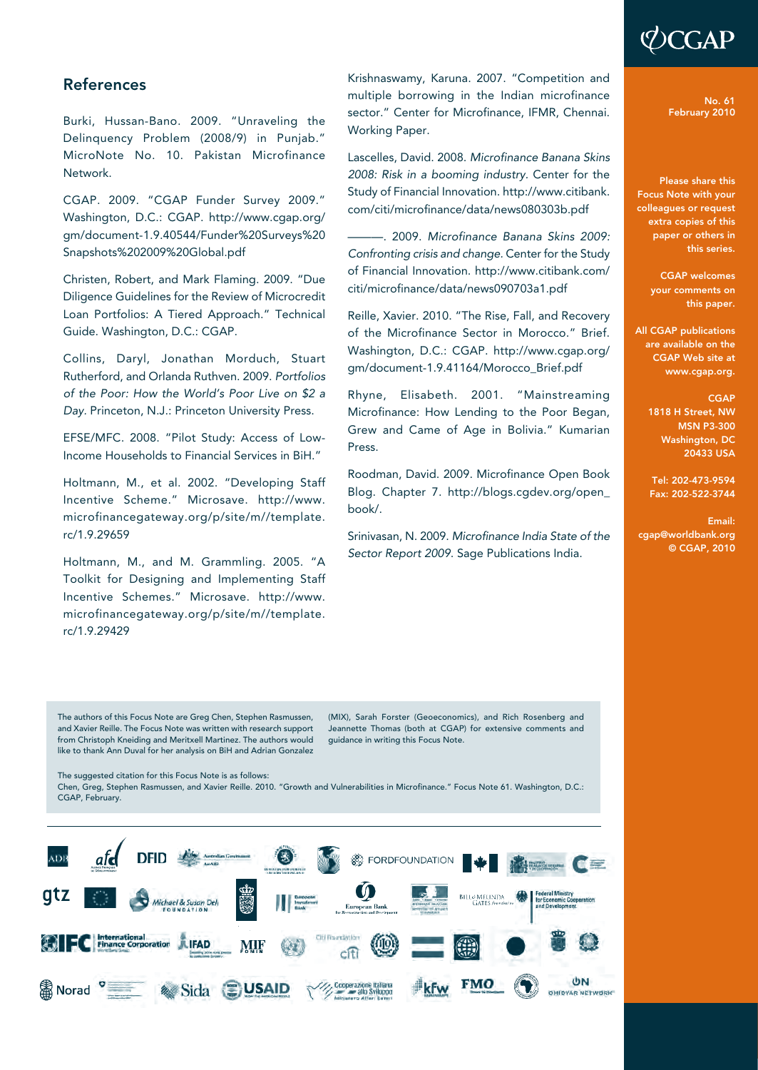## References

Burki, Hussan-Bano. 2009. "Unraveling the Delinquency Problem (2008/9) in Punjab." MicroNote No. 10. Pakistan Microfinance Network.

CGAP. 2009. "CGAP Funder Survey 2009." Washington, D.C.: CGAP. http://www.cgap.org/gm/document-1.9.40544/Funder%20Surveys%20Snapshots%202009%20Global.pdf

Christen, Robert, and Mark Flaming. 2009. "Due Diligence Guidelines for the Review of Microcredit Loan Portfolios: A Tiered Approach." Technical Guide. Washington, D.C.: CGAP.

Collins, Daryl, Jonathan Morduch, Stuart Rutherford, and Orlanda Ruthven. 2009. *Portfolios of the Poor: How the World's Poor Live on $2 a Day.* Princeton, N.J.: Princeton University Press.

EFSE/MFC. 2008. "Pilot Study: Access of Low-Income Households to Financial Services in BiH."

Holtmann, M., et al. 2002. "Developing Staff Incentive Scheme." Microsave. http://www.microfinancegateway.org/p/site/m//template.rc/1.9.29659

Holtmann, M., and M. Grammling. 2005. "A Toolkit for Designing and Implementing Staff Incentive Schemes." Microsave. http://www.microfinancegateway.org/p/site/m//template.rc/1.9.29429

Krishnaswamy, Karuna. 2007. "Competition and multiple borrowing in the Indian microfinance sector." Center for Microfinance, IFMR, Chennai. Working Paper.

Lascelles, David. 2008. *Microfinance Banana Skins 2008: Risk in a booming industry.* Center for the Study of Financial Innovation. http://www.citibank.com/citi/microfinance/data/news080303b.pdf

———. 2009. *Microfinance Banana Skins 2009: Confronting crisis and change.* Center for the Study of Financial Innovation. http://www.citibank.com/citi/microfinance/data/news090703a1.pdf

Reille, Xavier. 2010. "The Rise, Fall, and Recovery of the Microfinance Sector in Morocco." Brief. Washington, D.C.: CGAP. http://www.cgap.org/gm/document-1.9.41164/Morocco_Brief.pdf

Rhyne, Elisabeth. 2001. "Mainstreaming Microfinance: How Lending to the Poor Began, Grew and Came of Age in Bolivia." Kumarian Press.

Roodman, David. 2009. Microfinance Open Book Blog. Chapter 7. http://blogs.cgdev.org/open_book/.

Srinivasan, N. 2009. *Microfinance India State of the Sector Report 2009.* Sage Publications India.

The authors of this Focus Note are Greg Chen, Stephen Rasmussen, and Xavier Reille. The Focus Note was written with research support from Christoph Kneiding and Meritxell Martinez. The authors would like to thank Ann Duval for her analysis on BiH and Adrian Gonzalez (MIX), Sarah Forster (Geoeconomics), and Rich Rosenberg and Jeannette Thomas (both at CGAP) for extensive comments and guidance in writing this Focus Note.

The suggested citation for this Focus Note is as follows:
Chen, Greg, Stephen Rasmussen, and Xavier Reille. 2010. "Growth and Vulnerabilities in Microfinance." Focus Note 61. Washington, D.C.: CGAP, February.

CGAP

**No. 61**
**February 2010**

**Please share this Focus Note with your colleagues or request extra copies of this paper or others in this series.**

**CGAP welcomes your comments on this paper.**

**All CGAP publications are available on the CGAP Web site at www.cgap.org.**

**CGAP**
**1818 H Street, NW**
**MSN P3-300**
**Washington, DC**
**20433 USA**

**Tel: 202-473-9594**
**Fax: 202-522-3744**

**Email:**
**cgap@worldbank.org**
**© CGAP, 2010**